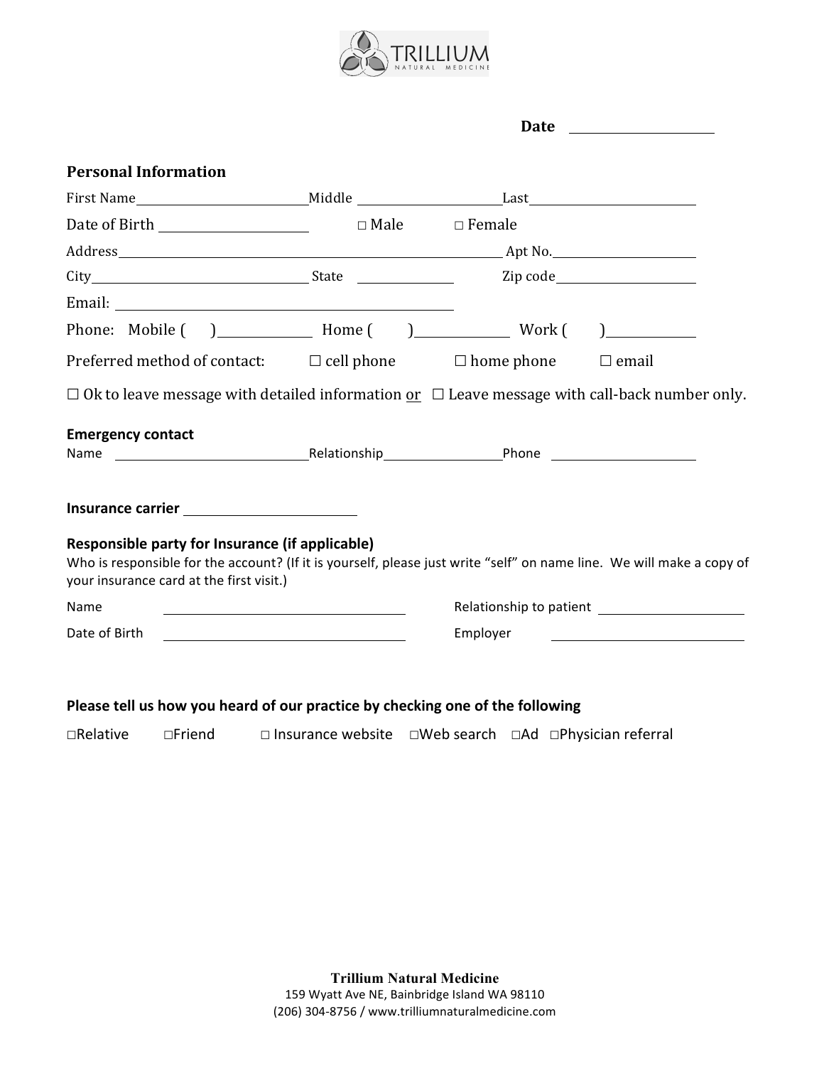TRILLIUM NATURAL MEDICINE

**Date** ____________________

### Personal Information

First Name________________________ Middle ____________________ Last________________________

Date of Birth ____________________ □ Male □ Female

Address______________________________________________________ Apt No.____________________

City______________________________ State ______________ Zip code____________________

Email: ______________________________________________

Phone: Mobile ( )____________ Home ( )____________ Work ( )____________

Preferred method of contact: ☐ cell phone ☐ home phone ☐ email

☐ Ok to leave message with detailed information or ☐ Leave message with call-back number only.

**Emergency contact**

Name ____________________________ Relationship________________ Phone ____________________

**Insurance carrier** ______________________

**Responsible party for Insurance (if applicable)**

Who is responsible for the account? (If it is yourself, please just write "self" on name line. We will make a copy of your insurance card at the first visit.)

Name ________________________________ Relationship to patient ____________________

Date of Birth ________________________________ Employer ________________________

**Please tell us how you heard of our practice by checking one of the following**

□Relative □Friend □ Insurance website □Web search □Ad □Physician referral

**Trillium Natural Medicine**
159 Wyatt Ave NE, Bainbridge Island WA 98110
(206) 304-8756 / www.trilliumnaturalmedicine.com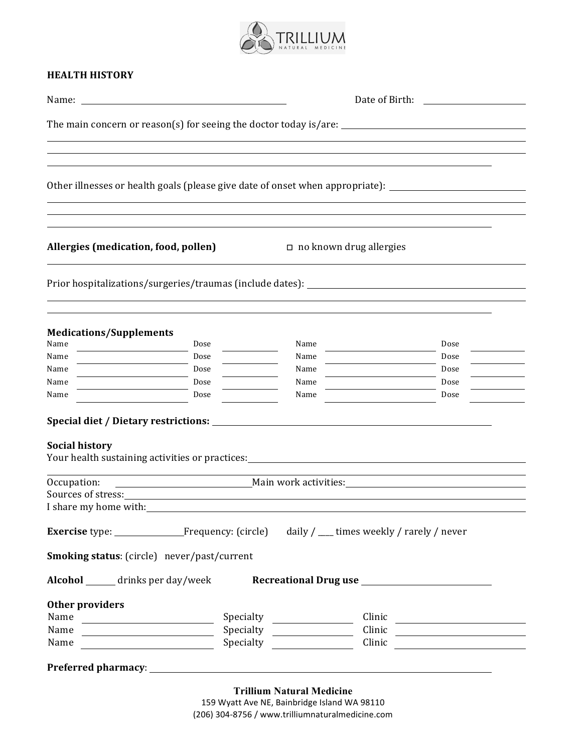TRILLIUM NATURAL MEDICINE

**HEALTH HISTORY**

Name: ____________________________________________ Date of Birth: ______________________

The main concern or reason(s) for seeing the doctor today is/are: ______________________

______________________________________________________________________________

______________________________________________________________________________

______________________________________________________________________________

Other illnesses or health goals (please give date of onset when appropriate): ______________________

______________________________________________________________________________

______________________________________________________________________________

______________________________________________________________________________

**Allergies (medication, food, pollen)** ☐ no known drug allergies

______________________________________________________________________________

Prior hospitalizations/surgeries/traumas (include dates): ______________________

______________________________________________________________________________

______________________________________________________________________________

**Medications/Supplements**

| Name | Dose | Name | Dose |
|---|---|---|---|
| | | | |
| | | | |
| | | | |
| | | | |
| | | | |

**Special diet / Dietary restrictions:** ______________________________________________

**Social history**

Your health sustaining activities or practices: ______________________________________________

______________________________________________________________________________

Occupation: ______________________ Main work activities: ______________________

Sources of stress: ______________________________________________

I share my home with: ______________________________________________

**Exercise** type: ______________ Frequency: (circle) daily / ____ times weekly / rarely / never

**Smoking status**: (circle) never/past/current

**Alcohol** ______ drinks per day/week **Recreational Drug use** ______________________

**Other providers**

| Name | Specialty | Clinic |
|---|---|---|
| | | |
| | | |
| | | |

**Preferred pharmacy**: ______________________________________________

**Trillium Natural Medicine**
159 Wyatt Ave NE, Bainbridge Island WA 98110
(206) 304-8756 / www.trilliumnaturalmedicine.com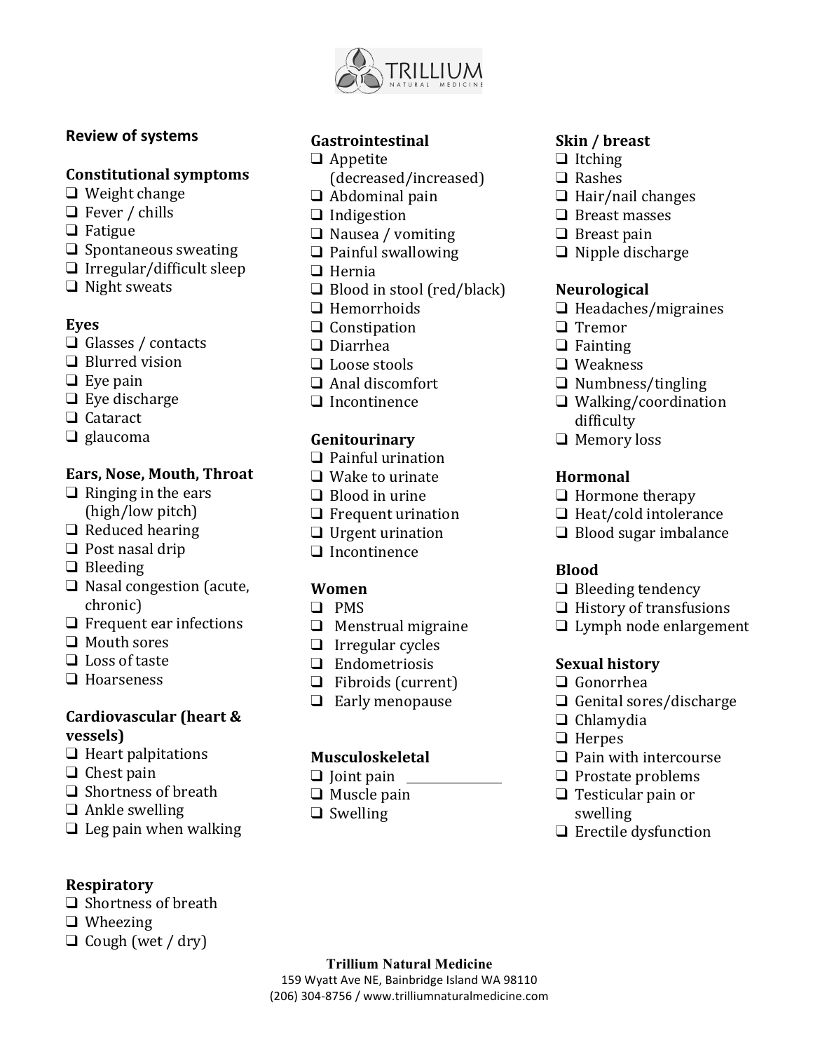## Review of systems

### Constitutional symptoms
- ❑ Weight change
- ❑ Fever / chills
- ❑ Fatigue
- ❑ Spontaneous sweating
- ❑ Irregular/difficult sleep
- ❑ Night sweats

### Eyes
- ❑ Glasses / contacts
- ❑ Blurred vision
- ❑ Eye pain
- ❑ Eye discharge
- ❑ Cataract
- ❑ glaucoma

### Ears, Nose, Mouth, Throat
- ❑ Ringing in the ears (high/low pitch)
- ❑ Reduced hearing
- ❑ Post nasal drip
- ❑ Bleeding
- ❑ Nasal congestion (acute, chronic)
- ❑ Frequent ear infections
- ❑ Mouth sores
- ❑ Loss of taste
- ❑ Hoarseness

### Cardiovascular (heart & vessels)
- ❑ Heart palpitations
- ❑ Chest pain
- ❑ Shortness of breath
- ❑ Ankle swelling
- ❑ Leg pain when walking

### Respiratory
- ❑ Shortness of breath
- ❑ Wheezing
- ❑ Cough (wet / dry)

### Gastrointestinal
- ❑ Appetite (decreased/increased)
- ❑ Abdominal pain
- ❑ Indigestion
- ❑ Nausea / vomiting
- ❑ Painful swallowing
- ❑ Hernia
- ❑ Blood in stool (red/black)
- ❑ Hemorrhoids
- ❑ Constipation
- ❑ Diarrhea
- ❑ Loose stools
- ❑ Anal discomfort
- ❑ Incontinence

### Genitourinary
- ❑ Painful urination
- ❑ Wake to urinate
- ❑ Blood in urine
- ❑ Frequent urination
- ❑ Urgent urination
- ❑ Incontinence

### Women
- ❑ PMS
- ❑ Menstrual migraine
- ❑ Irregular cycles
- ❑ Endometriosis
- ❑ Fibroids (current)
- ❑ Early menopause

### Musculoskeletal
- ❑ Joint pain ______________
- ❑ Muscle pain
- ❑ Swelling

### Skin / breast
- ❑ Itching
- ❑ Rashes
- ❑ Hair/nail changes
- ❑ Breast masses
- ❑ Breast pain
- ❑ Nipple discharge

### Neurological
- ❑ Headaches/migraines
- ❑ Tremor
- ❑ Fainting
- ❑ Weakness
- ❑ Numbness/tingling
- ❑ Walking/coordination difficulty
- ❑ Memory loss

### Hormonal
- ❑ Hormone therapy
- ❑ Heat/cold intolerance
- ❑ Blood sugar imbalance

### Blood
- ❑ Bleeding tendency
- ❑ History of transfusions
- ❑ Lymph node enlargement

### Sexual history
- ❑ Gonorrhea
- ❑ Genital sores/discharge
- ❑ Chlamydia
- ❑ Herpes
- ❑ Pain with intercourse
- ❑ Prostate problems
- ❑ Testicular pain or swelling
- ❑ Erectile dysfunction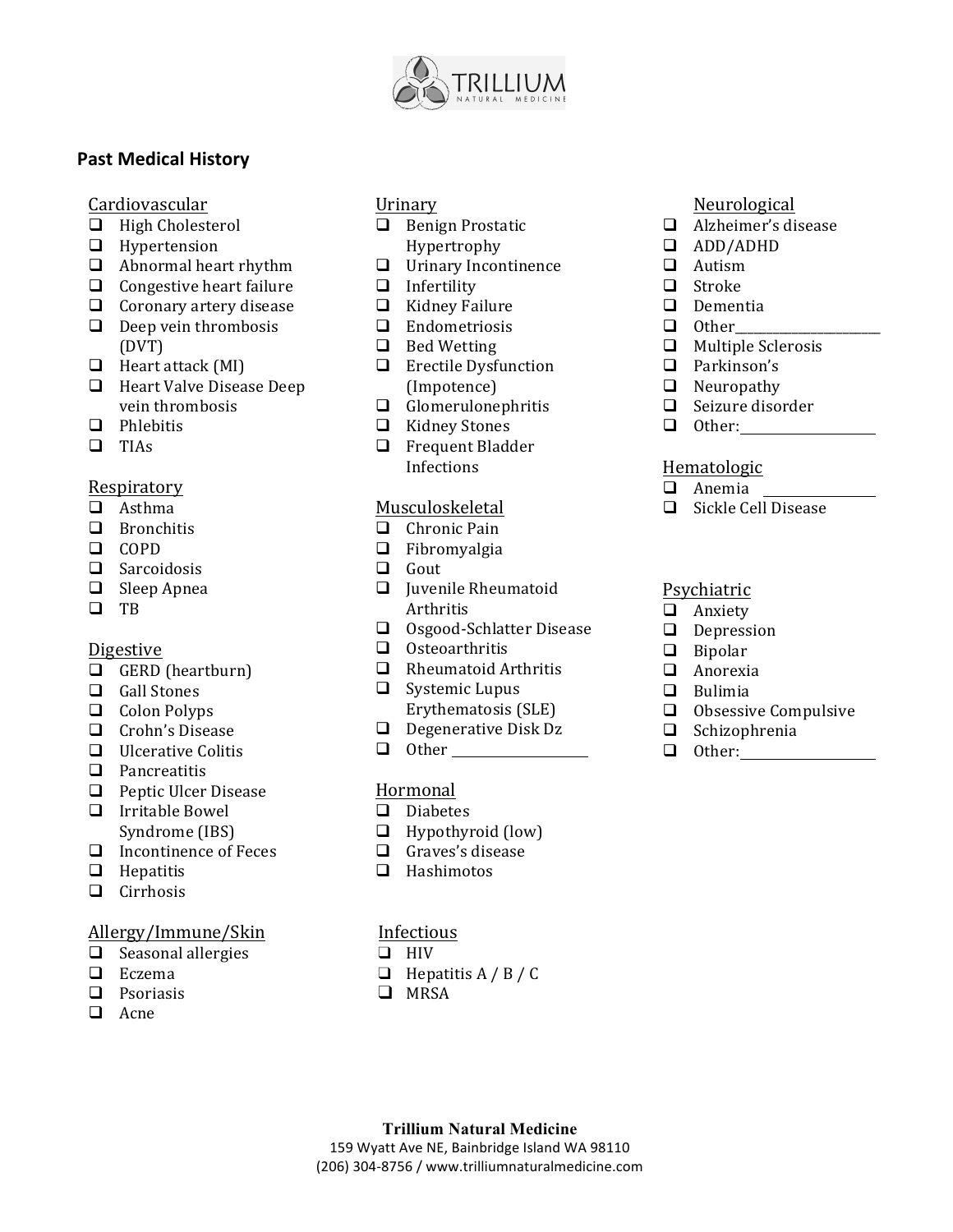TRILLIUM NATURAL MEDICINE

## Past Medical History

### Cardiovascular
- ☐ High Cholesterol
- ☐ Hypertension
- ☐ Abnormal heart rhythm
- ☐ Congestive heart failure
- ☐ Coronary artery disease
- ☐ Deep vein thrombosis (DVT)
- ☐ Heart attack (MI)
- ☐ Heart Valve Disease Deep vein thrombosis
- ☐ Phlebitis
- ☐ TIAs

### Respiratory
- ☐ Asthma
- ☐ Bronchitis
- ☐ COPD
- ☐ Sarcoidosis
- ☐ Sleep Apnea
- ☐ TB

### Digestive
- ☐ GERD (heartburn)
- ☐ Gall Stones
- ☐ Colon Polyps
- ☐ Crohn's Disease
- ☐ Ulcerative Colitis
- ☐ Pancreatitis
- ☐ Peptic Ulcer Disease
- ☐ Irritable Bowel Syndrome (IBS)
- ☐ Incontinence of Feces
- ☐ Hepatitis
- ☐ Cirrhosis

### Allergy/Immune/Skin
- ☐ Seasonal allergies
- ☐ Eczema
- ☐ Psoriasis
- ☐ Acne

### Urinary
- ☐ Benign Prostatic Hypertrophy
- ☐ Urinary Incontinence
- ☐ Infertility
- ☐ Kidney Failure
- ☐ Endometriosis
- ☐ Bed Wetting
- ☐ Erectile Dysfunction (Impotence)
- ☐ Glomerulonephritis
- ☐ Kidney Stones
- ☐ Frequent Bladder Infections

### Musculoskeletal
- ☐ Chronic Pain
- ☐ Fibromyalgia
- ☐ Gout
- ☐ Juvenile Rheumatoid Arthritis
- ☐ Osgood-Schlatter Disease
- ☐ Osteoarthritis
- ☐ Rheumatoid Arthritis
- ☐ Systemic Lupus Erythematosis (SLE)
- ☐ Degenerative Disk Dz
- ☐ Other ____________________

### Hormonal
- ☐ Diabetes
- ☐ Hypothyroid (low)
- ☐ Graves's disease
- ☐ Hashimotos

### Infectious
- ☐ HIV
- ☐ Hepatitis A / B / C
- ☐ MRSA

### Neurological
- ☐ Alzheimer's disease
- ☐ ADD/ADHD
- ☐ Autism
- ☐ Stroke
- ☐ Dementia
- ☐ Other____________________
- ☐ Multiple Sclerosis
- ☐ Parkinson's
- ☐ Neuropathy
- ☐ Seizure disorder
- ☐ Other:____________________

### Hematologic
- ☐ Anemia ________________
- ☐ Sickle Cell Disease

### Psychiatric
- ☐ Anxiety
- ☐ Depression
- ☐ Bipolar
- ☐ Anorexia
- ☐ Bulimia
- ☐ Obsessive Compulsive
- ☐ Schizophrenia
- ☐ Other:____________________

**Trillium Natural Medicine**
159 Wyatt Ave NE, Bainbridge Island WA 98110
(206) 304-8756 / www.trilliumnaturalmedicine.com